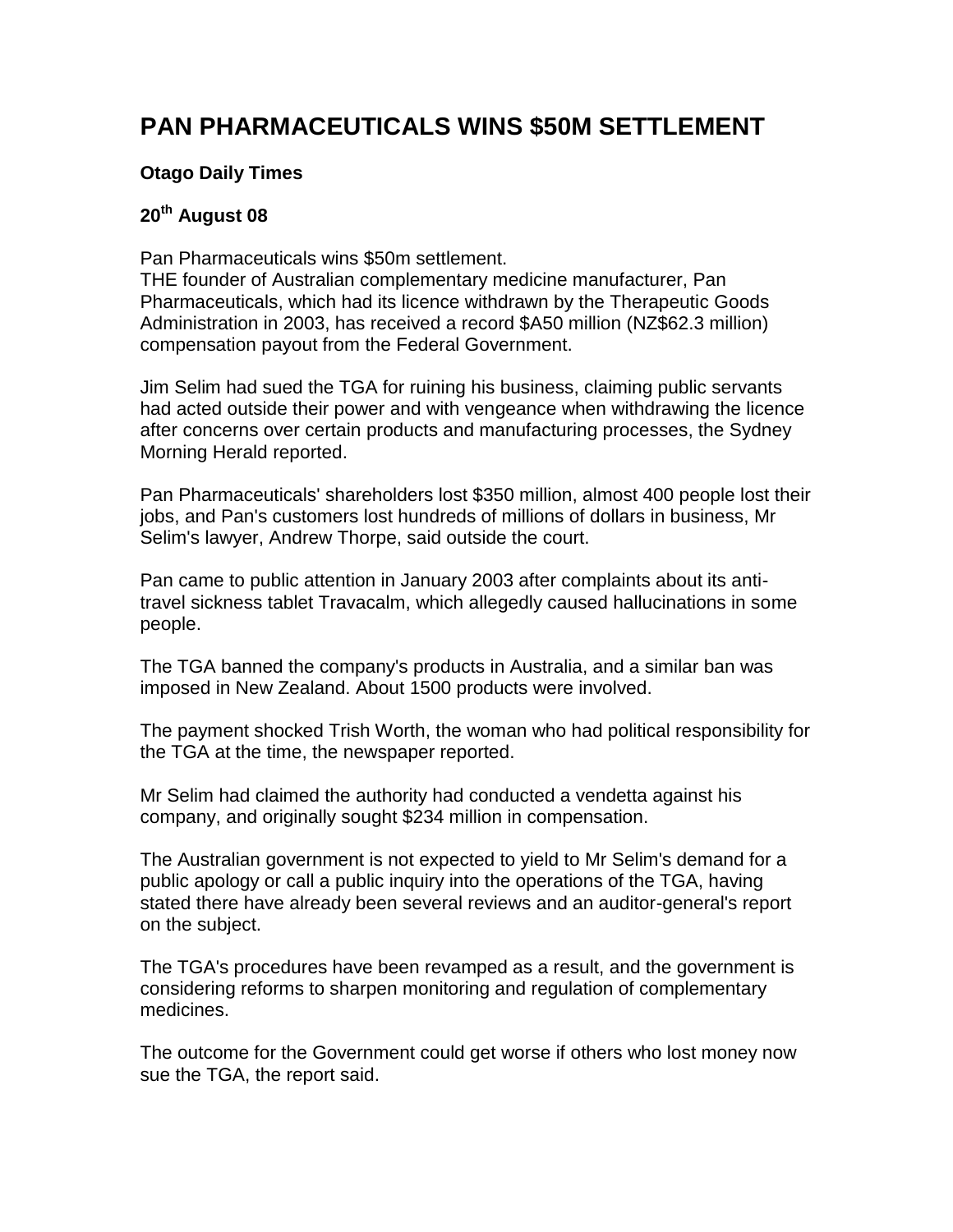# PAN PHARMACEUTICALS WINS $50M SETTLEMENT

**Otago Daily Times**

**20th August 08**

Pan Pharmaceuticals wins $50m settlement.
THE founder of Australian complementary medicine manufacturer, Pan Pharmaceuticals, which had its licence withdrawn by the Therapeutic Goods Administration in 2003, has received a record $A50 million (NZ$62.3 million) compensation payout from the Federal Government.

Jim Selim had sued the TGA for ruining his business, claiming public servants had acted outside their power and with vengeance when withdrawing the licence after concerns over certain products and manufacturing processes, the Sydney Morning Herald reported.

Pan Pharmaceuticals' shareholders lost $350 million, almost 400 people lost their jobs, and Pan's customers lost hundreds of millions of dollars in business, Mr Selim's lawyer, Andrew Thorpe, said outside the court.

Pan came to public attention in January 2003 after complaints about its anti-travel sickness tablet Travacalm, which allegedly caused hallucinations in some people.

The TGA banned the company's products in Australia, and a similar ban was imposed in New Zealand. About 1500 products were involved.

The payment shocked Trish Worth, the woman who had political responsibility for the TGA at the time, the newspaper reported.

Mr Selim had claimed the authority had conducted a vendetta against his company, and originally sought $234 million in compensation.

The Australian government is not expected to yield to Mr Selim's demand for a public apology or call a public inquiry into the operations of the TGA, having stated there have already been several reviews and an auditor-general's report on the subject.

The TGA's procedures have been revamped as a result, and the government is considering reforms to sharpen monitoring and regulation of complementary medicines.

The outcome for the Government could get worse if others who lost money now sue the TGA, the report said.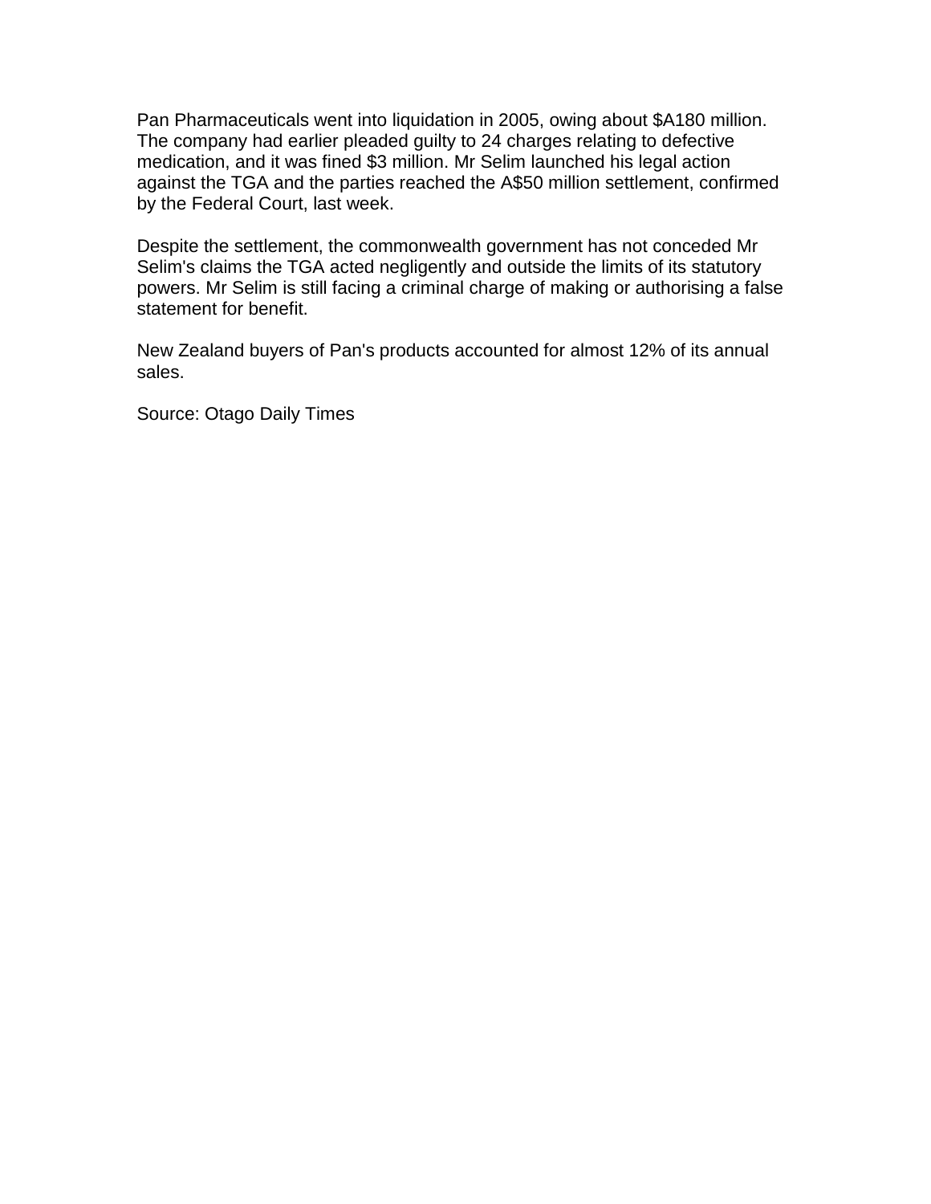Pan Pharmaceuticals went into liquidation in 2005, owing about $A180 million. The company had earlier pleaded guilty to 24 charges relating to defective medication, and it was fined $3 million. Mr Selim launched his legal action against the TGA and the parties reached the A$50 million settlement, confirmed by the Federal Court, last week.

Despite the settlement, the commonwealth government has not conceded Mr Selim's claims the TGA acted negligently and outside the limits of its statutory powers. Mr Selim is still facing a criminal charge of making or authorising a false statement for benefit.

New Zealand buyers of Pan's products accounted for almost 12% of its annual sales.

Source: Otago Daily Times